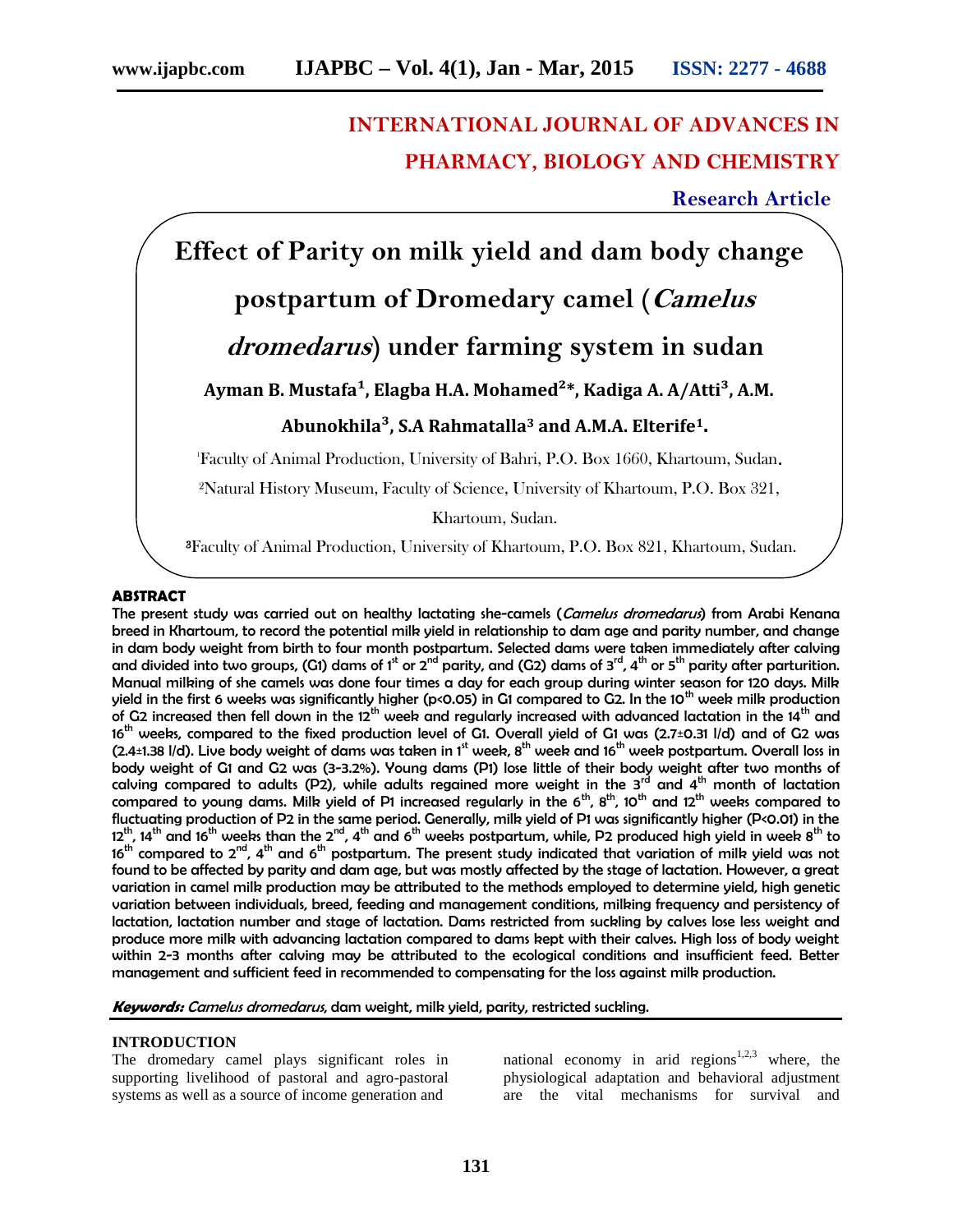# INTERNATIONAL JOURNAL OF ADVANCES IN PHARMACY, BIOLOGY AND CHEMISTRY

**Research Article**

# Effect of Parity on milk yield and dam body change postpartum of Dromedary camel (*Camelus dromedarus*) under farming system in sudan

**Ayman B. Mustafa[1], Elagba H.A. Mohamed[2]*, Kadiga A. A/Atti[3], A.M. Abunokhila[3], S.A Rahmatalla[3] and A.M.A. Elterife[1].**

[1]Faculty of Animal Production, University of Bahri, P.O. Box 1660, Khartoum, Sudan.

[2]Natural History Museum, Faculty of Science, University of Khartoum, P.O. Box 321, Khartoum, Sudan.

[3]Faculty of Animal Production, University of Khartoum, P.O. Box 821, Khartoum, Sudan.

## ABSTRACT

The present study was carried out on healthy lactating she-camels (*Camelus dromedarus*) from Arabi Kenana breed in Khartoum, to record the potential milk yield in relationship to dam age and parity number, and change in dam body weight from birth to four month postpartum. Selected dams were taken immediately after calving and divided into two groups, (G1) dams of 1st or 2nd parity, and (G2) dams of 3rd, 4th or 5th parity after parturition. Manual milking of she camels was done four times a day for each group during winter season for 120 days. Milk yield in the first 6 weeks was significantly higher ($p<0.05$) in G1 compared to G2. In the 10th week milk production of G2 increased then fell down in the 12th week and regularly increased with advanced lactation in the 14th and 16th weeks, compared to the fixed production level of G1. Overall yield of G1 was (2.7±0.31 l/d) and of G2 was (2.4±1.38 l/d). Live body weight of dams was taken in 1st week, 8th week and 16th week postpartum. Overall loss in body weight of G1 and G2 was (3-3.2%). Young dams (P1) lose little of their body weight after two months of calving compared to adults (P2), while adults regained more weight in the 3rd and 4th month of lactation compared to young dams. Milk yield of P1 increased regularly in the 6th, 8th, 10th and 12th weeks compared to fluctuating production of P2 in the same period. Generally, milk yield of P1 was significantly higher ($P<0.01$) in the 12th, 14th and 16th weeks than the 2nd, 4th and 6th weeks postpartum, while, P2 produced high yield in week 8th to 16th compared to 2nd, 4th and 6th postpartum. The present study indicated that variation of milk yield was not found to be affected by parity and dam age, but was mostly affected by the stage of lactation. However, a great variation in camel milk production may be attributed to the methods employed to determine yield, high genetic variation between individuals, breed, feeding and management conditions, milking frequency and persistency of lactation, lactation number and stage of lactation. Dams restricted from suckling by calves lose less weight and produce more milk with advancing lactation compared to dams kept with their calves. High loss of body weight within 2-3 months after calving may be attributed to the ecological conditions and insufficient feed. Better management and sufficient feed in recommended to compensating for the loss against milk production.

***Keywords:*** *Camelus dromedarus*, dam weight, milk yield, parity, restricted suckling.

## INTRODUCTION

The dromedary camel plays significant roles in supporting livelihood of pastoral and agro-pastoral systems as well as a source of income generation and national economy in arid regions[1,2,3] where, the physiological adaptation and behavioral adjustment are the vital mechanisms for survival and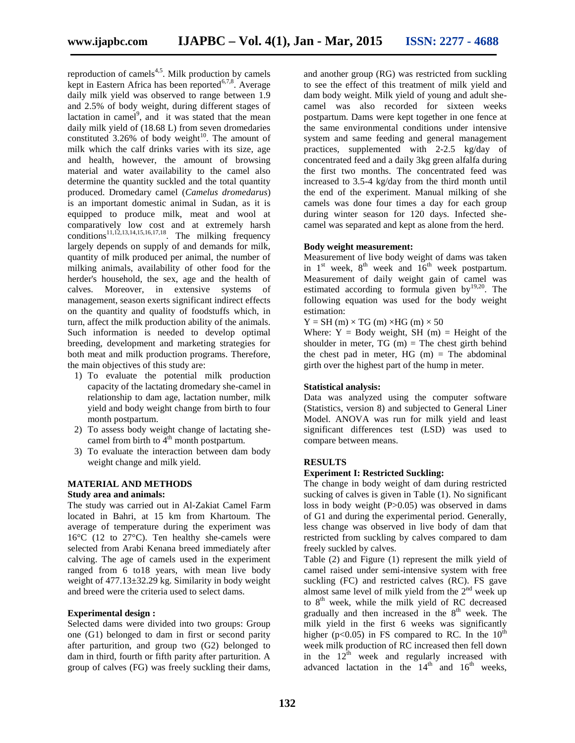reproduction of camels[4,5]. Milk production by camels kept in Eastern Africa has been reported[6,7,8]. Average daily milk yield was observed to range between 1.9 and 2.5% of body weight, during different stages of lactation in camel[9], and it was stated that the mean daily milk yield of (18.68 L) from seven dromedaries constituted 3.26% of body weight[10]. The amount of milk which the calf drinks varies with its size, age and health, however, the amount of browsing material and water availability to the camel also determine the quantity suckled and the total quantity produced. Dromedary camel (*Camelus dromedarus*) is an important domestic animal in Sudan, as it is equipped to produce milk, meat and wool at comparatively low cost and at extremely harsh conditions[11,12,13,14,15,16,17,18]. The milking frequency largely depends on supply of and demands for milk, quantity of milk produced per animal, the number of milking animals, availability of other food for the herder's household, the sex, age and the health of calves. Moreover, in extensive systems of management, season exerts significant indirect effects on the quantity and quality of foodstuffs which, in turn, affect the milk production ability of the animals. Such information is needed to develop optimal breeding, development and marketing strategies for both meat and milk production programs. Therefore, the main objectives of this study are:

1) To evaluate the potential milk production capacity of the lactating dromedary she-camel in relationship to dam age, lactation number, milk yield and body weight change from birth to four month postpartum.
2) To assess body weight change of lactating she-camel from birth to 4th month postpartum.
3) To evaluate the interaction between dam body weight change and milk yield.

## MATERIAL AND METHODS

### Study area and animals:

The study was carried out in Al-Zakiat Camel Farm located in Bahri, at 15 km from Khartoum. The average of temperature during the experiment was 16°C (12 to 27°C). Ten healthy she-camels were selected from Arabi Kenana breed immediately after calving. The age of camels used in the experiment ranged from 6 to18 years, with mean live body weight of 477.13±32.29 kg. Similarity in body weight and breed were the criteria used to select dams.

### Experimental design :

Selected dams were divided into two groups: Group one (G1) belonged to dam in first or second parity after parturition, and group two (G2) belonged to dam in third, fourth or fifth parity after parturition. A group of calves (FG) was freely suckling their dams, and another group (RG) was restricted from suckling to see the effect of this treatment of milk yield and dam body weight. Milk yield of young and adult she-camel was also recorded for sixteen weeks postpartum. Dams were kept together in one fence at the same environmental conditions under intensive system and same feeding and general management practices, supplemented with 2-2.5 kg/day of concentrated feed and a daily 3kg green alfalfa during the first two months. The concentrated feed was increased to 3.5-4 kg/day from the third month until the end of the experiment. Manual milking of she camels was done four times a day for each group during winter season for 120 days. Infected she-camel was separated and kept as alone from the herd.

### Body weight measurement:

Measurement of live body weight of dams was taken in 1st week, 8th week and 16th week postpartum. Measurement of daily weight gain of camel was estimated according to formula given by[19,20]. The following equation was used for the body weight estimation:

$$Y = SH\,(m) \times TG\,(m) \times HG\,(m) \times 50$$

Where: Y = Body weight, SH (m) = Height of the shoulder in meter, TG (m) = The chest girth behind the chest pad in meter, HG (m) = The abdominal girth over the highest part of the hump in meter.

### Statistical analysis:

Data was analyzed using the computer software (Statistics, version 8) and subjected to General Liner Model. ANOVA was run for milk yield and least significant differences test (LSD) was used to compare between means.

## RESULTS

### Experiment I: Restricted Suckling:

The change in body weight of dam during restricted sucking of calves is given in Table (1). No significant loss in body weight (P>0.05) was observed in dams of G1 and during the experimental period. Generally, less change was observed in live body of dam that restricted from suckling by calves compared to dam freely suckled by calves.

Table (2) and Figure (1) represent the milk yield of camel raised under semi-intensive system with free suckling (FC) and restricted calves (RC). FS gave almost same level of milk yield from the 2nd week up to 8th week, while the milk yield of RC decreased gradually and then increased in the 8th week. The milk yield in the first 6 weeks was significantly higher (p<0.05) in FS compared to RC. In the 10th week milk production of RC increased then fell down in the 12th week and regularly increased with advanced lactation in the 14th and 16th weeks,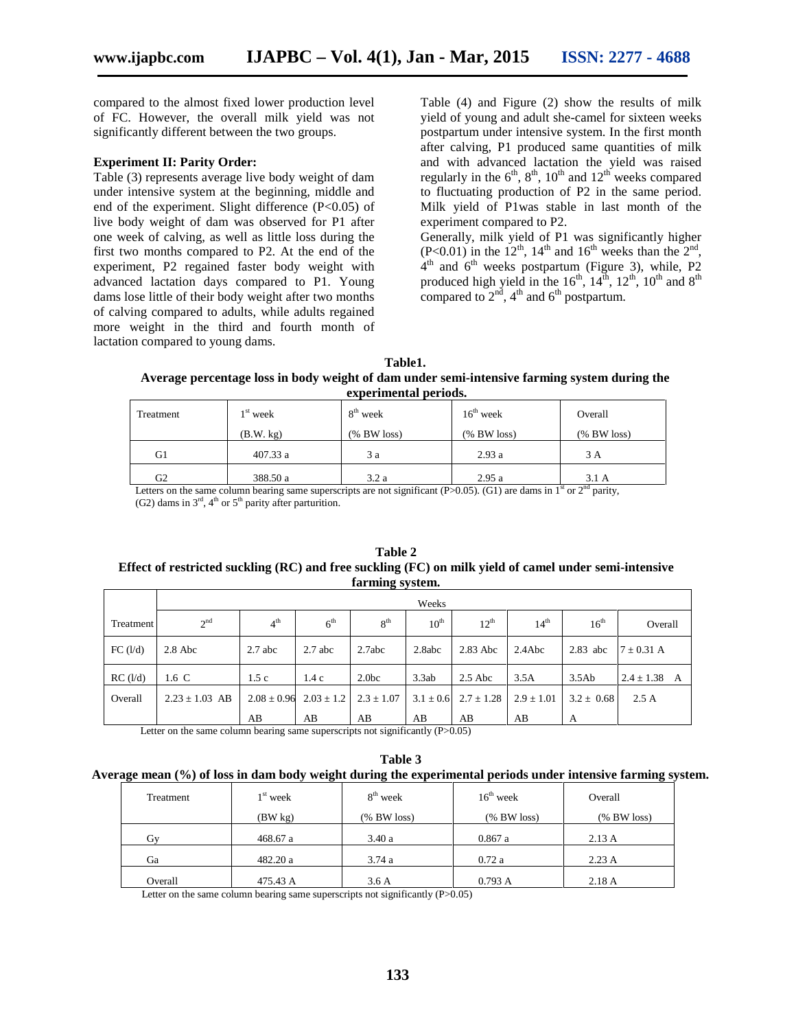compared to the almost fixed lower production level of FC. However, the overall milk yield was not significantly different between the two groups.

**Experiment II: Parity Order:**

Table (3) represents average live body weight of dam under intensive system at the beginning, middle and end of the experiment. Slight difference ($P<0.05$) of live body weight of dam was observed for P1 after one week of calving, as well as little loss during the first two months compared to P2. At the end of the experiment, P2 regained faster body weight with advanced lactation days compared to P1. Young dams lose little of their body weight after two months of calving compared to adults, while adults regained more weight in the third and fourth month of lactation compared to young dams.

Table (4) and Figure (2) show the results of milk yield of young and adult she-camel for sixteen weeks postpartum under intensive system. In the first month after calving, P1 produced same quantities of milk and with advanced lactation the yield was raised regularly in the 6th, 8th, 10th and 12th weeks compared to fluctuating production of P2 in the same period. Milk yield of P1was stable in last month of the experiment compared to P2.

Generally, milk yield of P1 was significantly higher ($P<0.01$) in the 12th, 14th and 16th weeks than the 2nd, 4th and 6th weeks postpartum (Figure 3), while, P2 produced high yield in the 16th, 14th, 12th, 10th and 8th compared to 2nd, 4th and 6th postpartum.

**Table1.**
**Average percentage loss in body weight of dam under semi-intensive farming system during the experimental periods.**

| Treatment | 1st week (B.W. kg) | 8th week (% BW loss) | 16th week (% BW loss) | Overall (% BW loss) |
|---|---|---|---|---|
| G1 | 407.33 a | 3 a | 2.93 a | 3 A |
| G2 | 388.50 a | 3.2 a | 2.95 a | 3.1 A |

Letters on the same column bearing same superscripts are not significant ($P>0.05$). (G1) are dams in 1st or 2nd parity, (G2) dams in 3rd, 4th or 5th parity after parturition.

**Table 2**
**Effect of restricted suckling (RC) and free suckling (FC) on milk yield of camel under semi-intensive farming system.**

| | Weeks | | | | | | | | |
|---|---|---|---|---|---|---|---|---|---|
| Treatment | 2nd | 4th | 6th | 8th | 10th | 12th | 14th | 16th | Overall |
| FC (l/d) | 2.8 Abc | 2.7 abc | 2.7 abc | 2.7abc | 2.8abc | 2.83 Abc | 2.4Abc | 2.83 abc | 7 ± 0.31 A |
| RC (l/d) | 1.6 C | 1.5 c | 1.4 c | 2.0bc | 3.3ab | 2.5 Abc | 3.5A | 3.5Ab | 2.4 ± 1.38 A |
| Overall | 2.23 ± 1.03 AB | 2.08 ± 0.96 AB | 2.03 ± 1.2 AB | 2.3 ± 1.07 AB | 3.1 ± 0.6 AB | 2.7 ± 1.28 AB | 2.9 ± 1.01 AB | 3.2 ± 0.68 A | 2.5 A |

Letter on the same column bearing same superscripts not significantly ($P>0.05$)

**Table 3**
**Average mean (%) of loss in dam body weight during the experimental periods under intensive farming system.**

| Treatment | 1st week (BW kg) | 8th week (% BW loss) | 16th week (% BW loss) | Overall (% BW loss) |
|---|---|---|---|---|
| Gy | 468.67 a | 3.40 a | 0.867 a | 2.13 A |
| Ga | 482.20 a | 3.74 a | 0.72 a | 2.23 A |
| Overall | 475.43 A | 3.6 A | 0.793 A | 2.18 A |

Letter on the same column bearing same superscripts not significantly ($P>0.05$)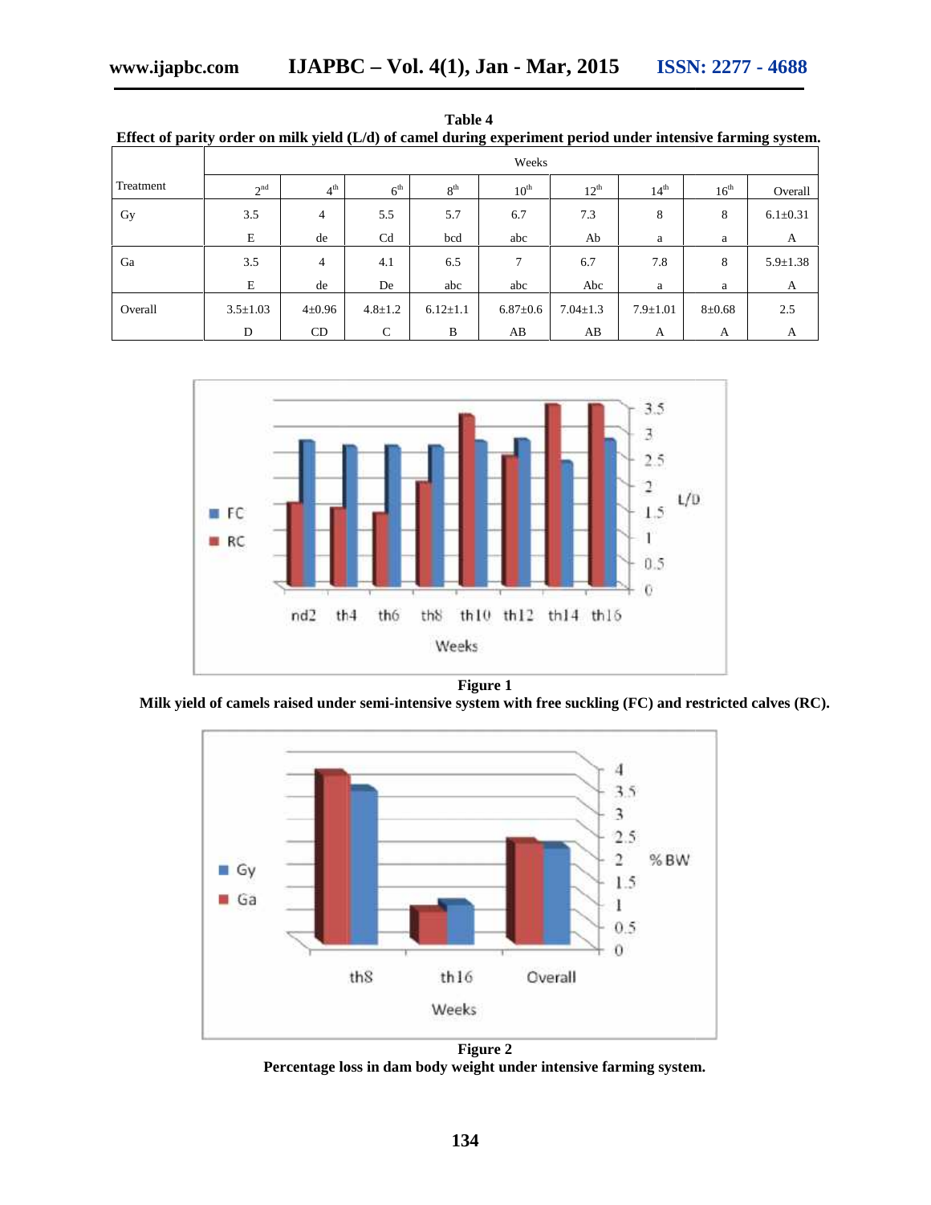**Table 4**

**Effect of parity order on milk yield (L/d) of camel during experiment period under intensive farming system.**

| Treatment | Weeks | | | | | | | |
|---|---|---|---|---|---|---|---|---|
| | 2nd | 4th | 6th | 8th | 10th | 12th | 14th | 16th | Overall |
| Gy | 3.5<br>E | 4<br>de | 5.5<br>Cd | 5.7<br>bcd | 6.7<br>abc | 7.3<br>Ab | 8<br>a | 8<br>a | 6.1±0.31<br>A |
| Ga | 3.5<br>E | 4<br>de | 4.1<br>De | 6.5<br>abc | 7<br>abc | 6.7<br>Abc | 7.8<br>a | 8<br>a | 5.9±1.38<br>A |
| Overall | 3.5±1.03<br>D | 4±0.96<br>CD | 4.8±1.2<br>C | 6.12±1.1<br>B | 6.87±0.6<br>AB | 7.04±1.3<br>AB | 7.9±1.01<br>A | 8±0.68<br>A | 2.5<br>A |

**Figure 1**
**Milk yield of camels raised under semi-intensive system with free suckling (FC) and restricted calves (RC).**

**Figure 2**
**Percentage loss in dam body weight under intensive farming system.**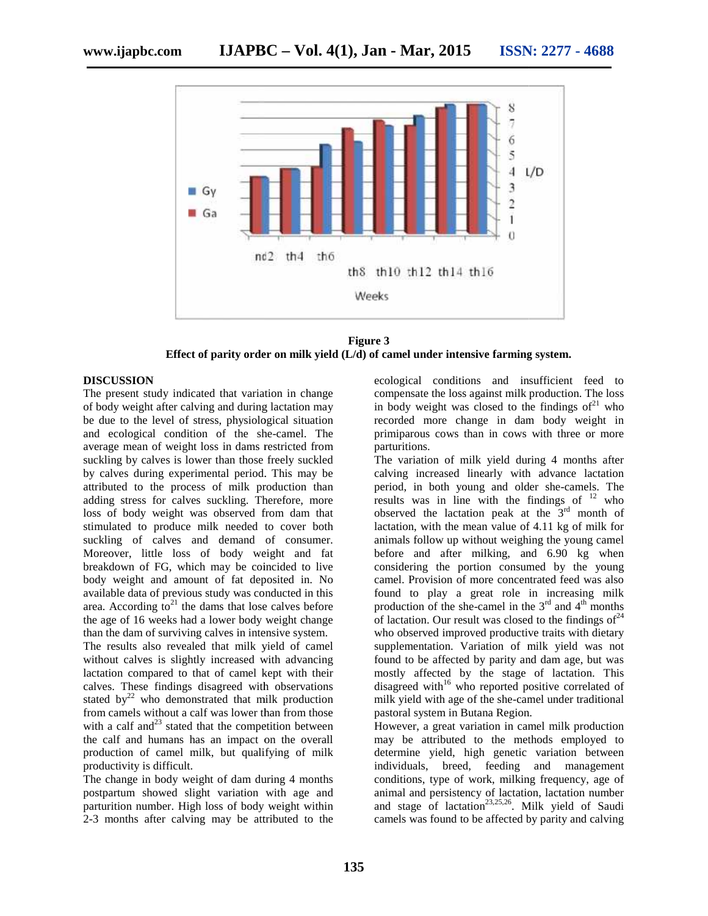**Figure 3**
**Effect of parity order on milk yield (L/d) of camel under intensive farming system.**

## DISCUSSION

The present study indicated that variation in change of body weight after calving and during lactation may be due to the level of stress, physiological situation and ecological condition of the she-camel. The average mean of weight loss in dams restricted from suckling by calves is lower than those freely suckled by calves during experimental period. This may be attributed to the process of milk production than adding stress for calves suckling. Therefore, more loss of body weight was observed from dam that stimulated to produce milk needed to cover both suckling of calves and demand of consumer. Moreover, little loss of body weight and fat breakdown of FG, which may be coincided to live body weight and amount of fat deposited in. No available data of previous study was conducted in this area. According to[21] the dams that lose calves before the age of 16 weeks had a lower body weight change than the dam of surviving calves in intensive system.

The results also revealed that milk yield of camel without calves is slightly increased with advancing lactation compared to that of camel kept with their calves. These findings disagreed with observations stated by[22] who demonstrated that milk production from camels without a calf was lower than from those with a calf and[23] stated that the competition between the calf and humans has an impact on the overall production of camel milk, but qualifying of milk productivity is difficult.

The change in body weight of dam during 4 months postpartum showed slight variation with age and parturition number. High loss of body weight within 2-3 months after calving may be attributed to the ecological conditions and insufficient feed to compensate the loss against milk production. The loss in body weight was closed to the findings of[21] who recorded more change in dam body weight in primiparous cows than in cows with three or more parturitions.

The variation of milk yield during 4 months after calving increased linearly with advance lactation period, in both young and older she-camels. The results was in line with the findings of [12] who observed the lactation peak at the 3rd month of lactation, with the mean value of 4.11 kg of milk for animals follow up without weighing the young camel before and after milking, and 6.90 kg when considering the portion consumed by the young camel. Provision of more concentrated feed was also found to play a great role in increasing milk production of the she-camel in the 3rd and 4th months of lactation. Our result was closed to the findings of[24] who observed improved productive traits with dietary supplementation. Variation of milk yield was not found to be affected by parity and dam age, but was mostly affected by the stage of lactation. This disagreed with[16] who reported positive correlated of milk yield with age of the she-camel under traditional pastoral system in Butana Region.

However, a great variation in camel milk production may be attributed to the methods employed to determine yield, high genetic variation between individuals, breed, feeding and management conditions, type of work, milking frequency, age of animal and persistency of lactation, lactation number and stage of lactation[23,25,26]. Milk yield of Saudi camels was found to be affected by parity and calving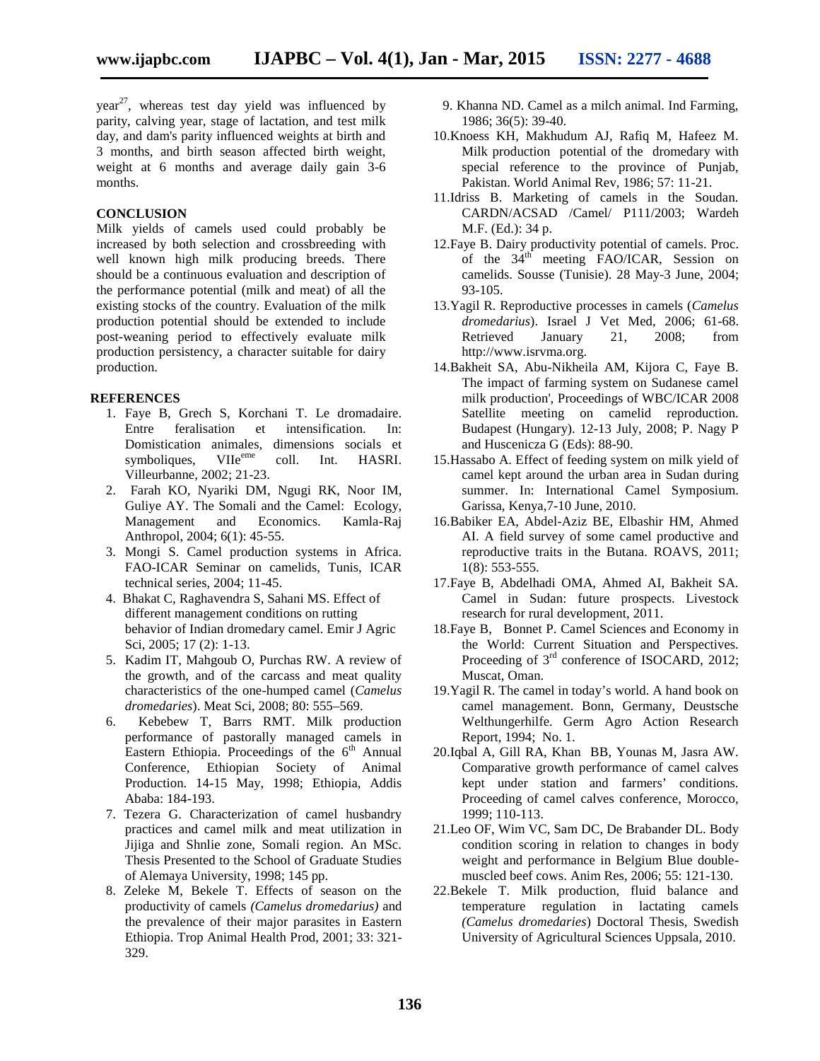year[27], whereas test day yield was influenced by parity, calving year, stage of lactation, and test milk day, and dam's parity influenced weights at birth and 3 months, and birth season affected birth weight, weight at 6 months and average daily gain 3-6 months.

## CONCLUSION

Milk yields of camels used could probably be increased by both selection and crossbreeding with well known high milk producing breeds. There should be a continuous evaluation and description of the performance potential (milk and meat) of all the existing stocks of the country. Evaluation of the milk production potential should be extended to include post-weaning period to effectively evaluate milk production persistency, a character suitable for dairy production.

## REFERENCES

1. Faye B, Grech S, Korchani T. Le dromadaire. Entre feralisation et intensification. In: Domistication animales, dimensions socials et symboliques, VIIe[eme] coll. Int. HASRI. Villeurbanne, 2002; 21-23.
2. Farah KO, Nyariki DM, Ngugi RK, Noor IM, Guliye AY. The Somali and the Camel: Ecology, Management and Economics. Kamla-Raj Anthropol, 2004; 6(1): 45-55.
3. Mongi S. Camel production systems in Africa. FAO-ICAR Seminar on camelids, Tunis, ICAR technical series, 2004; 11-45.
4. Bhakat C, Raghavendra S, Sahani MS. Effect of different management conditions on rutting behavior of Indian dromedary camel. Emir J Agric Sci, 2005; 17 (2): 1-13.
5. Kadim IT, Mahgoub O, Purchas RW. A review of the growth, and of the carcass and meat quality characteristics of the one-humped camel (*Camelus dromedaries*). Meat Sci, 2008; 80: 555–569.
6. Kebebew T, Barrs RMT. Milk production performance of pastorally managed camels in Eastern Ethiopia. Proceedings of the 6[th] Annual Conference, Ethiopian Society of Animal Production. 14-15 May, 1998; Ethiopia, Addis Ababa: 184-193.
7. Tezera G. Characterization of camel husbandry practices and camel milk and meat utilization in Jijiga and Shnlie zone, Somali region. An MSc. Thesis Presented to the School of Graduate Studies of Alemaya University, 1998; 145 pp.
8. Zeleke M, Bekele T. Effects of season on the productivity of camels *(Camelus dromedarius)* and the prevalence of their major parasites in Eastern Ethiopia. Trop Animal Health Prod, 2001; 33: 321-329.
9. Khanna ND. Camel as a milch animal. Ind Farming, 1986; 36(5): 39-40.
10. Knoess KH, Makhudum AJ, Rafiq M, Hafeez M. Milk production potential of the dromedary with special reference to the province of Punjab, Pakistan. World Animal Rev, 1986; 57: 11-21.
11. Idriss B. Marketing of camels in the Soudan. CARDN/ACSAD /Camel/ P111/2003; Wardeh M.F. (Ed.): 34 p.
12. Faye B. Dairy productivity potential of camels. Proc. of the 34[th] meeting FAO/ICAR, Session on camelids. Sousse (Tunisie). 28 May-3 June, 2004; 93-105.
13. Yagil R. Reproductive processes in camels (*Camelus dromedarius*). Israel J Vet Med, 2006; 61-68. Retrieved January 21, 2008; from http://www.isrvma.org.
14. Bakheit SA, Abu-Nikheila AM, Kijora C, Faye B. The impact of farming system on Sudanese camel milk production', Proceedings of WBC/ICAR 2008 Satellite meeting on camelid reproduction. Budapest (Hungary). 12-13 July, 2008; P. Nagy P and Huscenicza G (Eds): 88-90.
15. Hassabo A. Effect of feeding system on milk yield of camel kept around the urban area in Sudan during summer. In: International Camel Symposium. Garissa, Kenya,7-10 June, 2010.
16. Babiker EA, Abdel-Aziz BE, Elbashir HM, Ahmed AI. A field survey of some camel productive and reproductive traits in the Butana. ROAVS, 2011; 1(8): 553-555.
17. Faye B, Abdelhadi OMA, Ahmed AI, Bakheit SA. Camel in Sudan: future prospects. Livestock research for rural development, 2011.
18. Faye B, Bonnet P. Camel Sciences and Economy in the World: Current Situation and Perspectives. Proceeding of 3[rd] conference of ISOCARD, 2012; Muscat, Oman.
19. Yagil R. The camel in today's world. A hand book on camel management. Bonn, Germany, Deustsche Welthungerhilfe. Germ Agro Action Research Report, 1994; No. 1.
20. Iqbal A, Gill RA, Khan BB, Younas M, Jasra AW. Comparative growth performance of camel calves kept under station and farmers' conditions. Proceeding of camel calves conference, Morocco, 1999; 110-113.
21. Leo OF, Wim VC, Sam DC, De Brabander DL. Body condition scoring in relation to changes in body weight and performance in Belgium Blue double-muscled beef cows. Anim Res, 2006; 55: 121-130.
22. Bekele T. Milk production, fluid balance and temperature regulation in lactating camels *(Camelus dromedaries*) Doctoral Thesis, Swedish University of Agricultural Sciences Uppsala, 2010.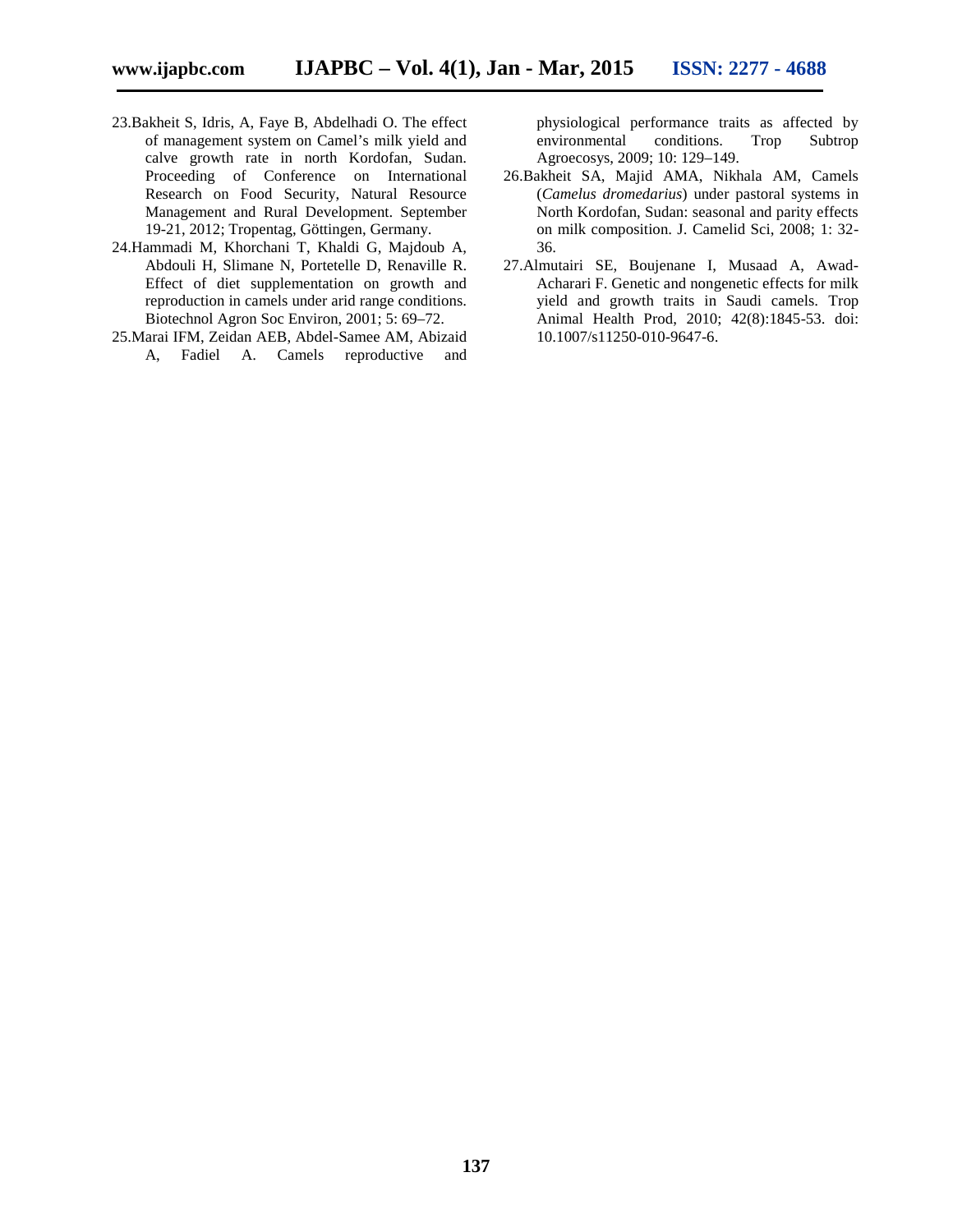23. Bakheit S, Idris, A, Faye B, Abdelhadi O. The effect of management system on Camel's milk yield and calve growth rate in north Kordofan, Sudan. Proceeding of Conference on International Research on Food Security, Natural Resource Management and Rural Development. September 19-21, 2012; Tropentag, Göttingen, Germany.
24. Hammadi M, Khorchani T, Khaldi G, Majdoub A, Abdouli H, Slimane N, Portetelle D, Renaville R. Effect of diet supplementation on growth and reproduction in camels under arid range conditions. Biotechnol Agron Soc Environ, 2001; 5: 69–72.
25. Marai IFM, Zeidan AEB, Abdel-Samee AM, Abizaid A, Fadiel A. Camels reproductive and physiological performance traits as affected by environmental conditions. Trop Subtrop Agroecosys, 2009; 10: 129–149.
26. Bakheit SA, Majid AMA, Nikhala AM, Camels (*Camelus dromedarius*) under pastoral systems in North Kordofan, Sudan: seasonal and parity effects on milk composition. J. Camelid Sci, 2008; 1: 32-36.
27. Almutairi SE, Boujenane I, Musaad A, Awad-Acharari F. Genetic and nongenetic effects for milk yield and growth traits in Saudi camels. Trop Animal Health Prod, 2010; 42(8):1845-53. doi: 10.1007/s11250-010-9647-6.